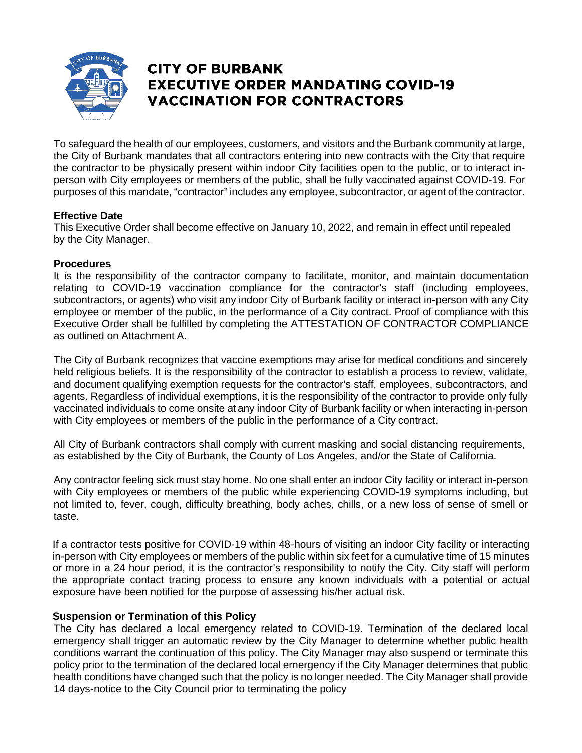# CITY OF BURBANK EXECUTIVE ORDER MANDATING COVID-19 VACCINATION FOR CONTRACTORS

To safeguard the health of our employees, customers, and visitors and the Burbank community at large, the City of Burbank mandates that all contractors entering into new contracts with the City that require the contractor to be physically present within indoor City facilities open to the public, or to interact in-person with City employees or members of the public, shall be fully vaccinated against COVID-19. For purposes of this mandate, "contractor" includes any employee, subcontractor, or agent of the contractor.

**Effective Date**

This Executive Order shall become effective on January 10, 2022, and remain in effect until repealed by the City Manager.

**Procedures**

It is the responsibility of the contractor company to facilitate, monitor, and maintain documentation relating to COVID-19 vaccination compliance for the contractor's staff (including employees, subcontractors, or agents) who visit any indoor City of Burbank facility or interact in-person with any City employee or member of the public, in the performance of a City contract. Proof of compliance with this Executive Order shall be fulfilled by completing the ATTESTATION OF CONTRACTOR COMPLIANCE as outlined on Attachment A.

The City of Burbank recognizes that vaccine exemptions may arise for medical conditions and sincerely held religious beliefs. It is the responsibility of the contractor to establish a process to review, validate, and document qualifying exemption requests for the contractor's staff, employees, subcontractors, and agents. Regardless of individual exemptions, it is the responsibility of the contractor to provide only fully vaccinated individuals to come onsite at any indoor City of Burbank facility or when interacting in-person with City employees or members of the public in the performance of a City contract.

All City of Burbank contractors shall comply with current masking and social distancing requirements, as established by the City of Burbank, the County of Los Angeles, and/or the State of California.

Any contractor feeling sick must stay home. No one shall enter an indoor City facility or interact in-person with City employees or members of the public while experiencing COVID-19 symptoms including, but not limited to, fever, cough, difficulty breathing, body aches, chills, or a new loss of sense of smell or taste.

If a contractor tests positive for COVID-19 within 48-hours of visiting an indoor City facility or interacting in-person with City employees or members of the public within six feet for a cumulative time of 15 minutes or more in a 24 hour period, it is the contractor's responsibility to notify the City. City staff will perform the appropriate contact tracing process to ensure any known individuals with a potential or actual exposure have been notified for the purpose of assessing his/her actual risk.

**Suspension or Termination of this Policy**

The City has declared a local emergency related to COVID-19. Termination of the declared local emergency shall trigger an automatic review by the City Manager to determine whether public health conditions warrant the continuation of this policy. The City Manager may also suspend or terminate this policy prior to the termination of the declared local emergency if the City Manager determines that public health conditions have changed such that the policy is no longer needed. The City Manager shall provide 14 days-notice to the City Council prior to terminating the policy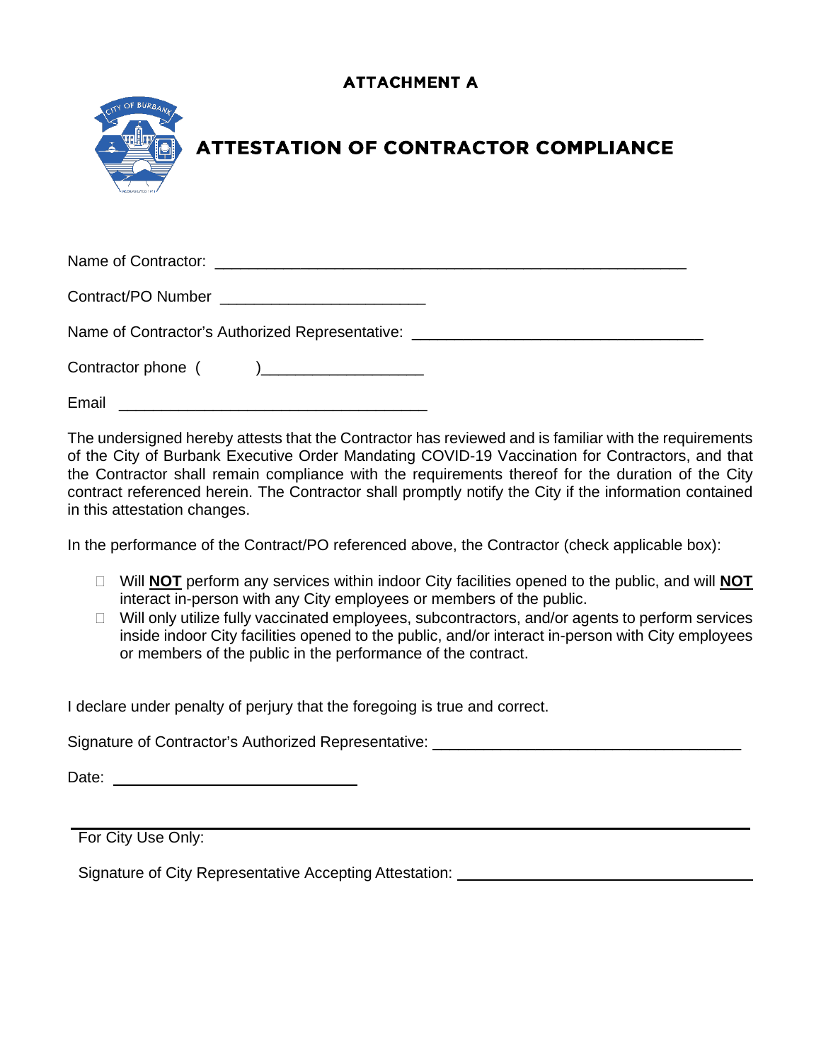**ATTACHMENT A**

# ATTESTATION OF CONTRACTOR COMPLIANCE

Name of Contractor: ___________________________________________________________

Contract/PO Number ____________________________

Name of Contractor's Authorized Representative: ______________________________________

Contractor phone ( &nbsp;&nbsp;&nbsp;&nbsp;&nbsp;&nbsp; )____________________

Email _______________________________________

The undersigned hereby attests that the Contractor has reviewed and is familiar with the requirements of the City of Burbank Executive Order Mandating COVID-19 Vaccination for Contractors, and that the Contractor shall remain compliance with the requirements thereof for the duration of the City contract referenced herein. The Contractor shall promptly notify the City if the information contained in this attestation changes.

In the performance of the Contract/PO referenced above, the Contractor (check applicable box):

- ☐ Will **NOT** perform any services within indoor City facilities opened to the public, and will **NOT** interact in-person with any City employees or members of the public.
- ☐ Will only utilize fully vaccinated employees, subcontractors, and/or agents to perform services inside indoor City facilities opened to the public, and/or interact in-person with City employees or members of the public in the performance of the contract.

I declare under penalty of perjury that the foregoing is true and correct.

Signature of Contractor's Authorized Representative: ____________________________________

Date: ______________________________

---

For City Use Only:

Signature of City Representative Accepting Attestation: ____________________________________